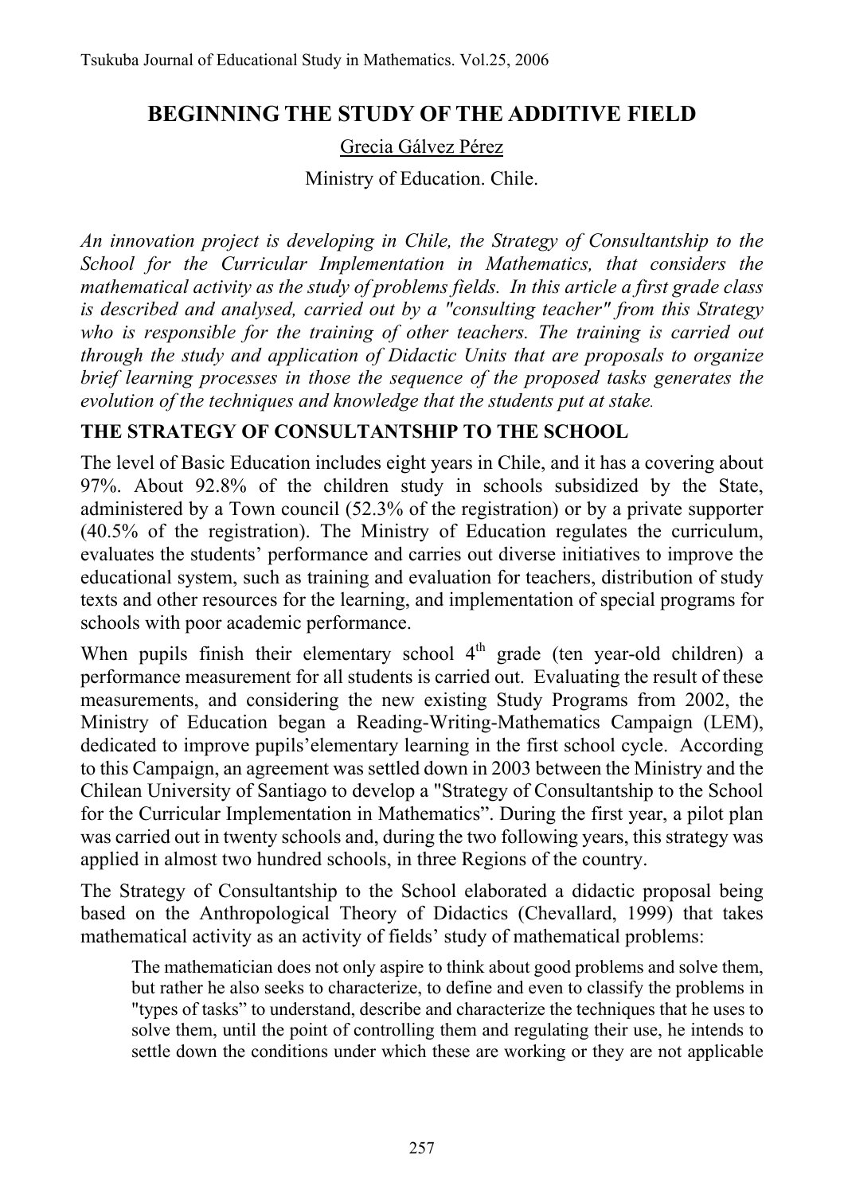# BEGINNING THE STUDY OF THE ADDITIVE FIELD

Grecia Gálvez Pérez

Ministry of Education. Chile.

*An innovation project is developing in Chile, the Strategy of Consultantship to the School for the Curricular Implementation in Mathematics, that considers the mathematical activity as the study of problems fields. In this article a first grade class is described and analysed, carried out by a "consulting teacher" from this Strategy who is responsible for the training of other teachers. The training is carried out through the study and application of Didactic Units that are proposals to organize brief learning processes in those the sequence of the proposed tasks generates the evolution of the techniques and knowledge that the students put at stake.*

## THE STRATEGY OF CONSULTANTSHIP TO THE SCHOOL

The level of Basic Education includes eight years in Chile, and it has a covering about 97%. About 92.8% of the children study in schools subsidized by the State, administered by a Town council (52.3% of the registration) or by a private supporter (40.5% of the registration). The Ministry of Education regulates the curriculum, evaluates the students' performance and carries out diverse initiatives to improve the educational system, such as training and evaluation for teachers, distribution of study texts and other resources for the learning, and implementation of special programs for schools with poor academic performance.

When pupils finish their elementary school 4th grade (ten year-old children) a performance measurement for all students is carried out. Evaluating the result of these measurements, and considering the new existing Study Programs from 2002, the Ministry of Education began a Reading-Writing-Mathematics Campaign (LEM), dedicated to improve pupils'elementary learning in the first school cycle. According to this Campaign, an agreement was settled down in 2003 between the Ministry and the Chilean University of Santiago to develop a "Strategy of Consultantship to the School for the Curricular Implementation in Mathematics". During the first year, a pilot plan was carried out in twenty schools and, during the two following years, this strategy was applied in almost two hundred schools, in three Regions of the country.

The Strategy of Consultantship to the School elaborated a didactic proposal being based on the Anthropological Theory of Didactics (Chevallard, 1999) that takes mathematical activity as an activity of fields' study of mathematical problems:

> The mathematician does not only aspire to think about good problems and solve them, but rather he also seeks to characterize, to define and even to classify the problems in "types of tasks" to understand, describe and characterize the techniques that he uses to solve them, until the point of controlling them and regulating their use, he intends to settle down the conditions under which these are working or they are not applicable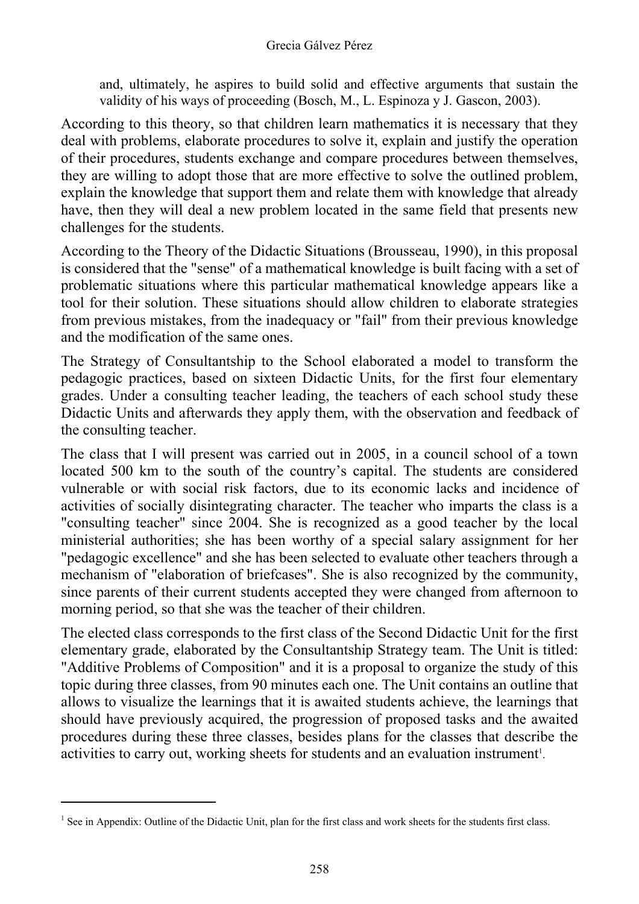and, ultimately, he aspires to build solid and effective arguments that sustain the validity of his ways of proceeding (Bosch, M., L. Espinoza y J. Gascon, 2003).

According to this theory, so that children learn mathematics it is necessary that they deal with problems, elaborate procedures to solve it, explain and justify the operation of their procedures, students exchange and compare procedures between themselves, they are willing to adopt those that are more effective to solve the outlined problem, explain the knowledge that support them and relate them with knowledge that already have, then they will deal a new problem located in the same field that presents new challenges for the students.

According to the Theory of the Didactic Situations (Brousseau, 1990), in this proposal is considered that the "sense" of a mathematical knowledge is built facing with a set of problematic situations where this particular mathematical knowledge appears like a tool for their solution. These situations should allow children to elaborate strategies from previous mistakes, from the inadequacy or "fail" from their previous knowledge and the modification of the same ones.

The Strategy of Consultantship to the School elaborated a model to transform the pedagogic practices, based on sixteen Didactic Units, for the first four elementary grades. Under a consulting teacher leading, the teachers of each school study these Didactic Units and afterwards they apply them, with the observation and feedback of the consulting teacher.

The class that I will present was carried out in 2005, in a council school of a town located 500 km to the south of the country's capital. The students are considered vulnerable or with social risk factors, due to its economic lacks and incidence of activities of socially disintegrating character. The teacher who imparts the class is a "consulting teacher" since 2004. She is recognized as a good teacher by the local ministerial authorities; she has been worthy of a special salary assignment for her "pedagogic excellence" and she has been selected to evaluate other teachers through a mechanism of "elaboration of briefcases". She is also recognized by the community, since parents of their current students accepted they were changed from afternoon to morning period, so that she was the teacher of their children.

The elected class corresponds to the first class of the Second Didactic Unit for the first elementary grade, elaborated by the Consultantship Strategy team. The Unit is titled: "Additive Problems of Composition" and it is a proposal to organize the study of this topic during three classes, from 90 minutes each one. The Unit contains an outline that allows to visualize the learnings that it is awaited students achieve, the learnings that should have previously acquired, the progression of proposed tasks and the awaited procedures during these three classes, besides plans for the classes that describe the activities to carry out, working sheets for students and an evaluation instrument[1].

[1] See in Appendix: Outline of the Didactic Unit, plan for the first class and work sheets for the students first class.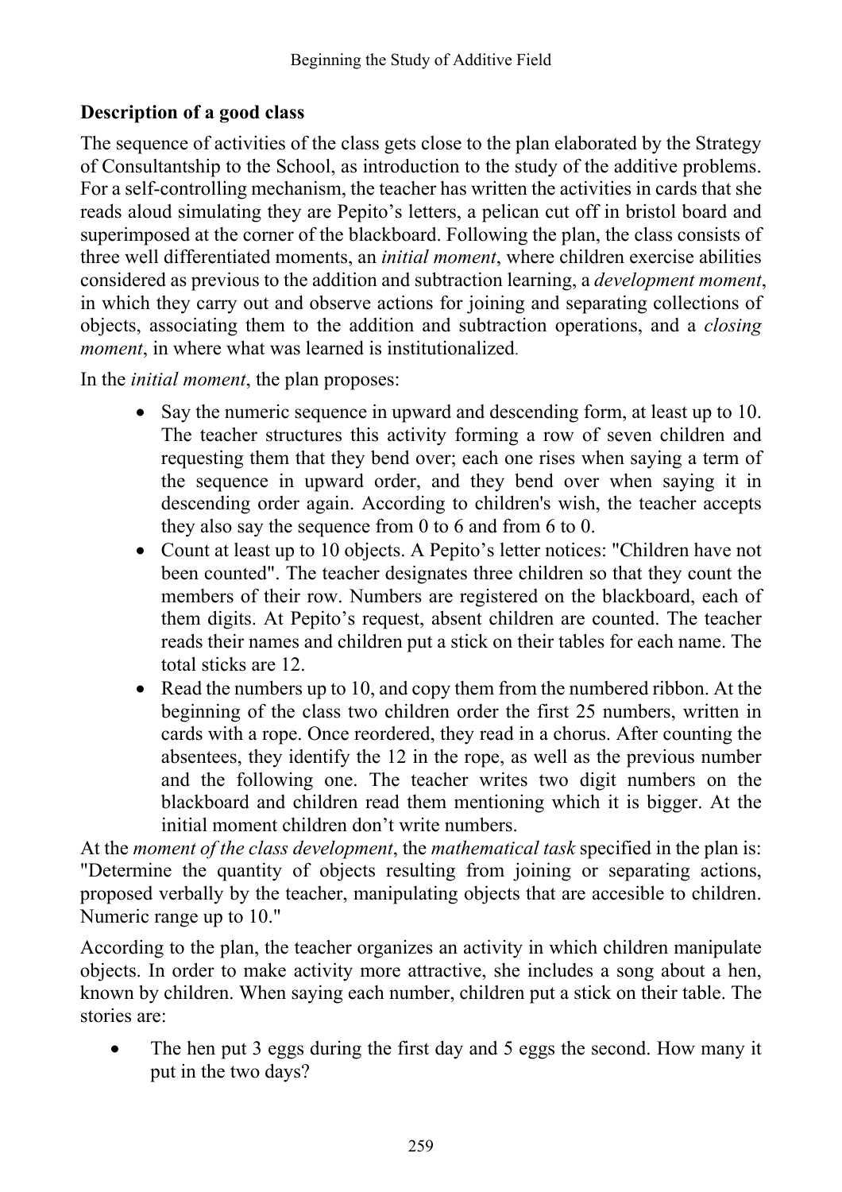### Description of a good class

The sequence of activities of the class gets close to the plan elaborated by the Strategy of Consultantship to the School, as introduction to the study of the additive problems. For a self-controlling mechanism, the teacher has written the activities in cards that she reads aloud simulating they are Pepito's letters, a pelican cut off in bristol board and superimposed at the corner of the blackboard. Following the plan, the class consists of three well differentiated moments, an *initial moment*, where children exercise abilities considered as previous to the addition and subtraction learning, a *development moment*, in which they carry out and observe actions for joining and separating collections of objects, associating them to the addition and subtraction operations, and a *closing moment*, in where what was learned is institutionalized.

In the *initial moment*, the plan proposes:

- Say the numeric sequence in upward and descending form, at least up to 10. The teacher structures this activity forming a row of seven children and requesting them that they bend over; each one rises when saying a term of the sequence in upward order, and they bend over when saying it in descending order again. According to children's wish, the teacher accepts they also say the sequence from 0 to 6 and from 6 to 0.
- Count at least up to 10 objects. A Pepito's letter notices: "Children have not been counted". The teacher designates three children so that they count the members of their row. Numbers are registered on the blackboard, each of them digits. At Pepito's request, absent children are counted. The teacher reads their names and children put a stick on their tables for each name. The total sticks are 12.
- Read the numbers up to 10, and copy them from the numbered ribbon. At the beginning of the class two children order the first 25 numbers, written in cards with a rope. Once reordered, they read in a chorus. After counting the absentees, they identify the 12 in the rope, as well as the previous number and the following one. The teacher writes two digit numbers on the blackboard and children read them mentioning which it is bigger. At the initial moment children don't write numbers.

At the *moment of the class development*, the *mathematical task* specified in the plan is: "Determine the quantity of objects resulting from joining or separating actions, proposed verbally by the teacher, manipulating objects that are accesible to children. Numeric range up to 10."

According to the plan, the teacher organizes an activity in which children manipulate objects. In order to make activity more attractive, she includes a song about a hen, known by children. When saying each number, children put a stick on their table. The stories are:

- The hen put 3 eggs during the first day and 5 eggs the second. How many it put in the two days?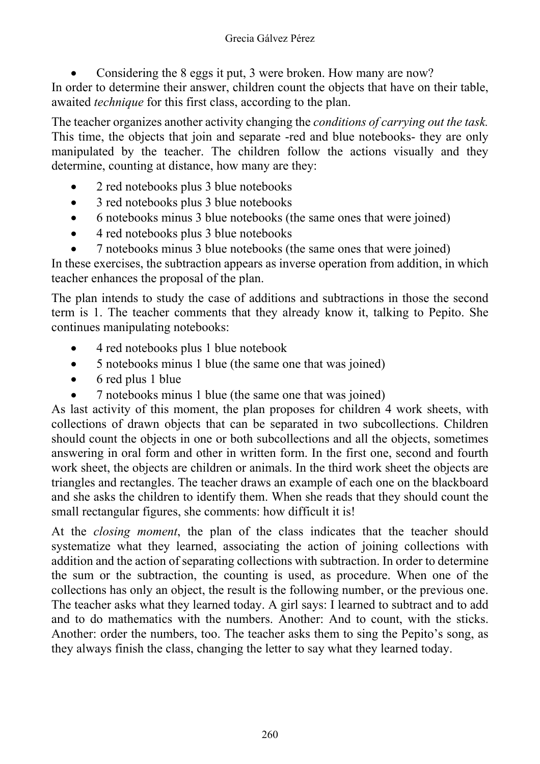- Considering the 8 eggs it put, 3 were broken. How many are now?

In order to determine their answer, children count the objects that have on their table, awaited *technique* for this first class, according to the plan.

The teacher organizes another activity changing the *conditions of carrying out the task.* This time, the objects that join and separate -red and blue notebooks- they are only manipulated by the teacher. The children follow the actions visually and they determine, counting at distance, how many are they:

- 2 red notebooks plus 3 blue notebooks
- 3 red notebooks plus 3 blue notebooks
- 6 notebooks minus 3 blue notebooks (the same ones that were joined)
- 4 red notebooks plus 3 blue notebooks
- 7 notebooks minus 3 blue notebooks (the same ones that were joined)

In these exercises, the subtraction appears as inverse operation from addition, in which teacher enhances the proposal of the plan.

The plan intends to study the case of additions and subtractions in those the second term is 1. The teacher comments that they already know it, talking to Pepito. She continues manipulating notebooks:

- 4 red notebooks plus 1 blue notebook
- 5 notebooks minus 1 blue (the same one that was joined)
- 6 red plus 1 blue
- 7 notebooks minus 1 blue (the same one that was joined)

As last activity of this moment, the plan proposes for children 4 work sheets, with collections of drawn objects that can be separated in two subcollections. Children should count the objects in one or both subcollections and all the objects, sometimes answering in oral form and other in written form. In the first one, second and fourth work sheet, the objects are children or animals. In the third work sheet the objects are triangles and rectangles. The teacher draws an example of each one on the blackboard and she asks the children to identify them. When she reads that they should count the small rectangular figures, she comments: how difficult it is!

At the *closing moment*, the plan of the class indicates that the teacher should systematize what they learned, associating the action of joining collections with addition and the action of separating collections with subtraction. In order to determine the sum or the subtraction, the counting is used, as procedure. When one of the collections has only an object, the result is the following number, or the previous one. The teacher asks what they learned today. A girl says: I learned to subtract and to add and to do mathematics with the numbers. Another: And to count, with the sticks. Another: order the numbers, too. The teacher asks them to sing the Pepito's song, as they always finish the class, changing the letter to say what they learned today.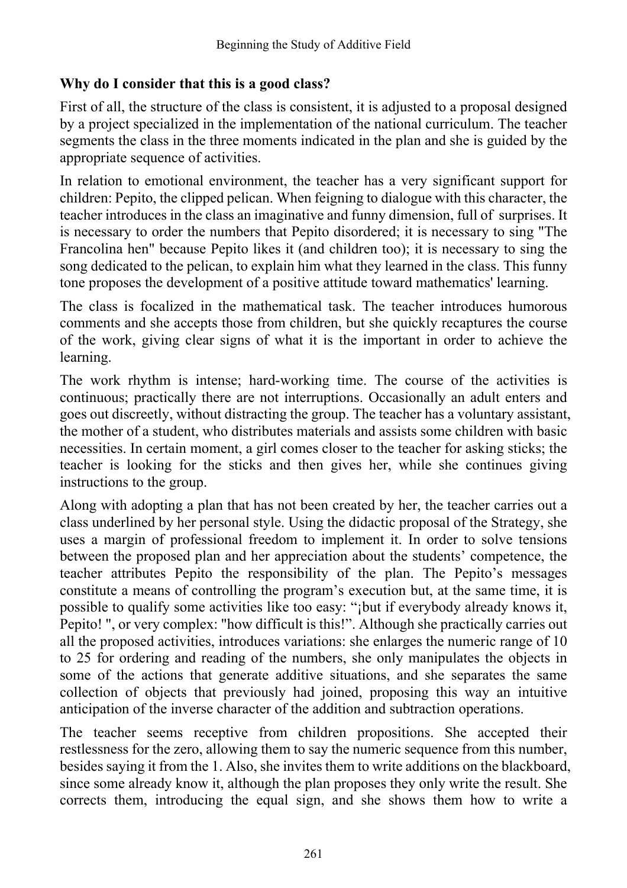### Why do I consider that this is a good class?

First of all, the structure of the class is consistent, it is adjusted to a proposal designed by a project specialized in the implementation of the national curriculum. The teacher segments the class in the three moments indicated in the plan and she is guided by the appropriate sequence of activities.

In relation to emotional environment, the teacher has a very significant support for children: Pepito, the clipped pelican. When feigning to dialogue with this character, the teacher introduces in the class an imaginative and funny dimension, full of surprises. It is necessary to order the numbers that Pepito disordered; it is necessary to sing "The Francolina hen" because Pepito likes it (and children too); it is necessary to sing the song dedicated to the pelican, to explain him what they learned in the class. This funny tone proposes the development of a positive attitude toward mathematics' learning.

The class is focalized in the mathematical task. The teacher introduces humorous comments and she accepts those from children, but she quickly recaptures the course of the work, giving clear signs of what it is the important in order to achieve the learning.

The work rhythm is intense; hard-working time. The course of the activities is continuous; practically there are not interruptions. Occasionally an adult enters and goes out discreetly, without distracting the group. The teacher has a voluntary assistant, the mother of a student, who distributes materials and assists some children with basic necessities. In certain moment, a girl comes closer to the teacher for asking sticks; the teacher is looking for the sticks and then gives her, while she continues giving instructions to the group.

Along with adopting a plan that has not been created by her, the teacher carries out a class underlined by her personal style. Using the didactic proposal of the Strategy, she uses a margin of professional freedom to implement it. In order to solve tensions between the proposed plan and her appreciation about the students' competence, the teacher attributes Pepito the responsibility of the plan. The Pepito's messages constitute a means of controlling the program's execution but, at the same time, it is possible to qualify some activities like too easy: "¡but if everybody already knows it, Pepito! ", or very complex: "how difficult is this!". Although she practically carries out all the proposed activities, introduces variations: she enlarges the numeric range of 10 to 25 for ordering and reading of the numbers, she only manipulates the objects in some of the actions that generate additive situations, and she separates the same collection of objects that previously had joined, proposing this way an intuitive anticipation of the inverse character of the addition and subtraction operations.

The teacher seems receptive from children propositions. She accepted their restlessness for the zero, allowing them to say the numeric sequence from this number, besides saying it from the 1. Also, she invites them to write additions on the blackboard, since some already know it, although the plan proposes they only write the result. She corrects them, introducing the equal sign, and she shows them how to write a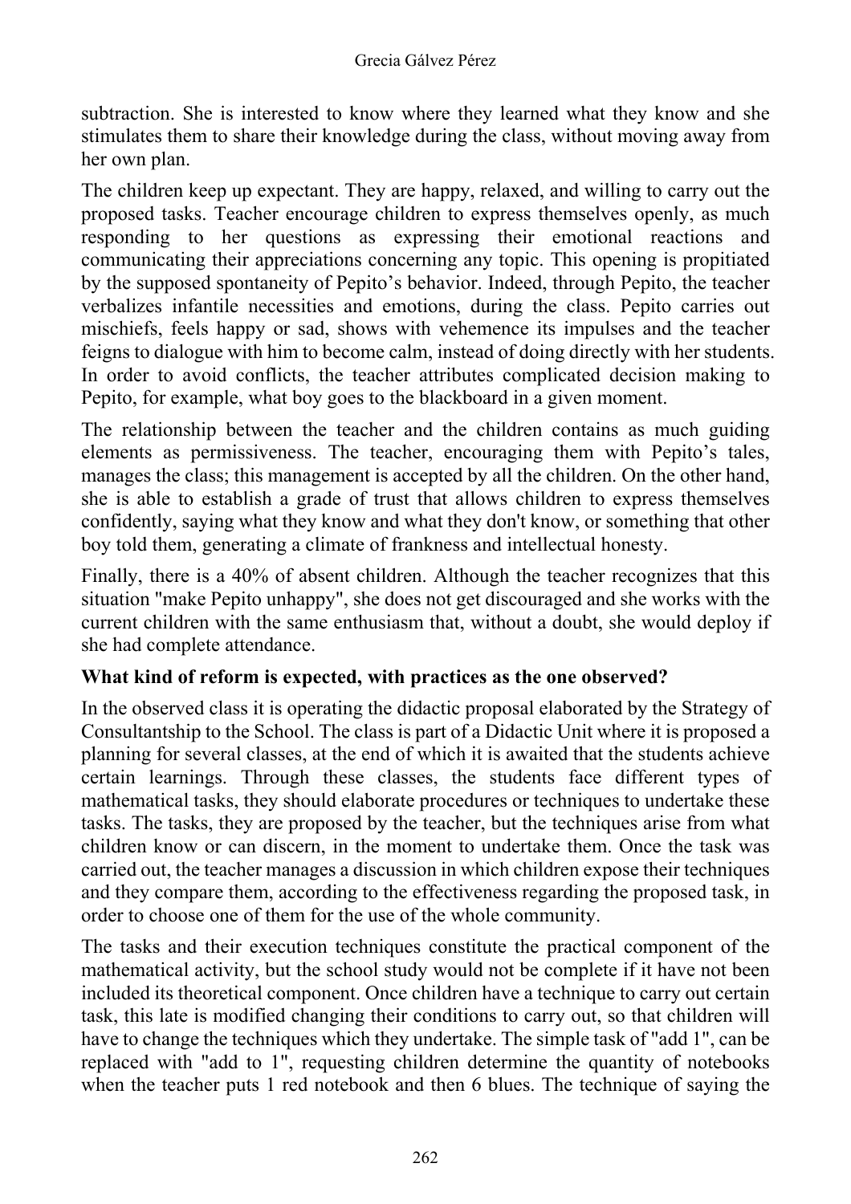subtraction. She is interested to know where they learned what they know and she stimulates them to share their knowledge during the class, without moving away from her own plan.

The children keep up expectant. They are happy, relaxed, and willing to carry out the proposed tasks. Teacher encourage children to express themselves openly, as much responding to her questions as expressing their emotional reactions and communicating their appreciations concerning any topic. This opening is propitiated by the supposed spontaneity of Pepito's behavior. Indeed, through Pepito, the teacher verbalizes infantile necessities and emotions, during the class. Pepito carries out mischiefs, feels happy or sad, shows with vehemence its impulses and the teacher feigns to dialogue with him to become calm, instead of doing directly with her students. In order to avoid conflicts, the teacher attributes complicated decision making to Pepito, for example, what boy goes to the blackboard in a given moment.

The relationship between the teacher and the children contains as much guiding elements as permissiveness. The teacher, encouraging them with Pepito's tales, manages the class; this management is accepted by all the children. On the other hand, she is able to establish a grade of trust that allows children to express themselves confidently, saying what they know and what they don't know, or something that other boy told them, generating a climate of frankness and intellectual honesty.

Finally, there is a 40% of absent children. Although the teacher recognizes that this situation "make Pepito unhappy", she does not get discouraged and she works with the current children with the same enthusiasm that, without a doubt, she would deploy if she had complete attendance.

**What kind of reform is expected, with practices as the one observed?**

In the observed class it is operating the didactic proposal elaborated by the Strategy of Consultantship to the School. The class is part of a Didactic Unit where it is proposed a planning for several classes, at the end of which it is awaited that the students achieve certain learnings. Through these classes, the students face different types of mathematical tasks, they should elaborate procedures or techniques to undertake these tasks. The tasks, they are proposed by the teacher, but the techniques arise from what children know or can discern, in the moment to undertake them. Once the task was carried out, the teacher manages a discussion in which children expose their techniques and they compare them, according to the effectiveness regarding the proposed task, in order to choose one of them for the use of the whole community.

The tasks and their execution techniques constitute the practical component of the mathematical activity, but the school study would not be complete if it have not been included its theoretical component. Once children have a technique to carry out certain task, this late is modified changing their conditions to carry out, so that children will have to change the techniques which they undertake. The simple task of "add 1", can be replaced with "add to 1", requesting children determine the quantity of notebooks when the teacher puts 1 red notebook and then 6 blues. The technique of saying the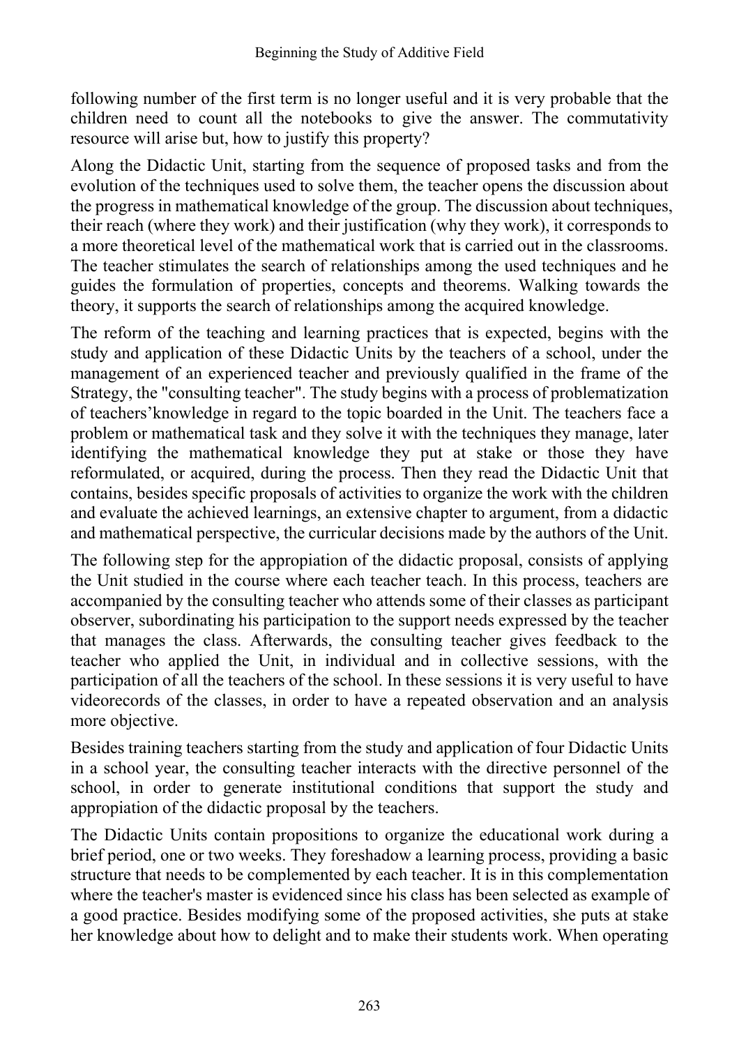following number of the first term is no longer useful and it is very probable that the children need to count all the notebooks to give the answer. The commutativity resource will arise but, how to justify this property?

Along the Didactic Unit, starting from the sequence of proposed tasks and from the evolution of the techniques used to solve them, the teacher opens the discussion about the progress in mathematical knowledge of the group. The discussion about techniques, their reach (where they work) and their justification (why they work), it corresponds to a more theoretical level of the mathematical work that is carried out in the classrooms. The teacher stimulates the search of relationships among the used techniques and he guides the formulation of properties, concepts and theorems. Walking towards the theory, it supports the search of relationships among the acquired knowledge.

The reform of the teaching and learning practices that is expected, begins with the study and application of these Didactic Units by the teachers of a school, under the management of an experienced teacher and previously qualified in the frame of the Strategy, the "consulting teacher". The study begins with a process of problematization of teachers'knowledge in regard to the topic boarded in the Unit. The teachers face a problem or mathematical task and they solve it with the techniques they manage, later identifying the mathematical knowledge they put at stake or those they have reformulated, or acquired, during the process. Then they read the Didactic Unit that contains, besides specific proposals of activities to organize the work with the children and evaluate the achieved learnings, an extensive chapter to argument, from a didactic and mathematical perspective, the curricular decisions made by the authors of the Unit.

The following step for the appropiation of the didactic proposal, consists of applying the Unit studied in the course where each teacher teach. In this process, teachers are accompanied by the consulting teacher who attends some of their classes as participant observer, subordinating his participation to the support needs expressed by the teacher that manages the class. Afterwards, the consulting teacher gives feedback to the teacher who applied the Unit, in individual and in collective sessions, with the participation of all the teachers of the school. In these sessions it is very useful to have videorecords of the classes, in order to have a repeated observation and an analysis more objective.

Besides training teachers starting from the study and application of four Didactic Units in a school year, the consulting teacher interacts with the directive personnel of the school, in order to generate institutional conditions that support the study and appropiation of the didactic proposal by the teachers.

The Didactic Units contain propositions to organize the educational work during a brief period, one or two weeks. They foreshadow a learning process, providing a basic structure that needs to be complemented by each teacher. It is in this complementation where the teacher's master is evidenced since his class has been selected as example of a good practice. Besides modifying some of the proposed activities, she puts at stake her knowledge about how to delight and to make their students work. When operating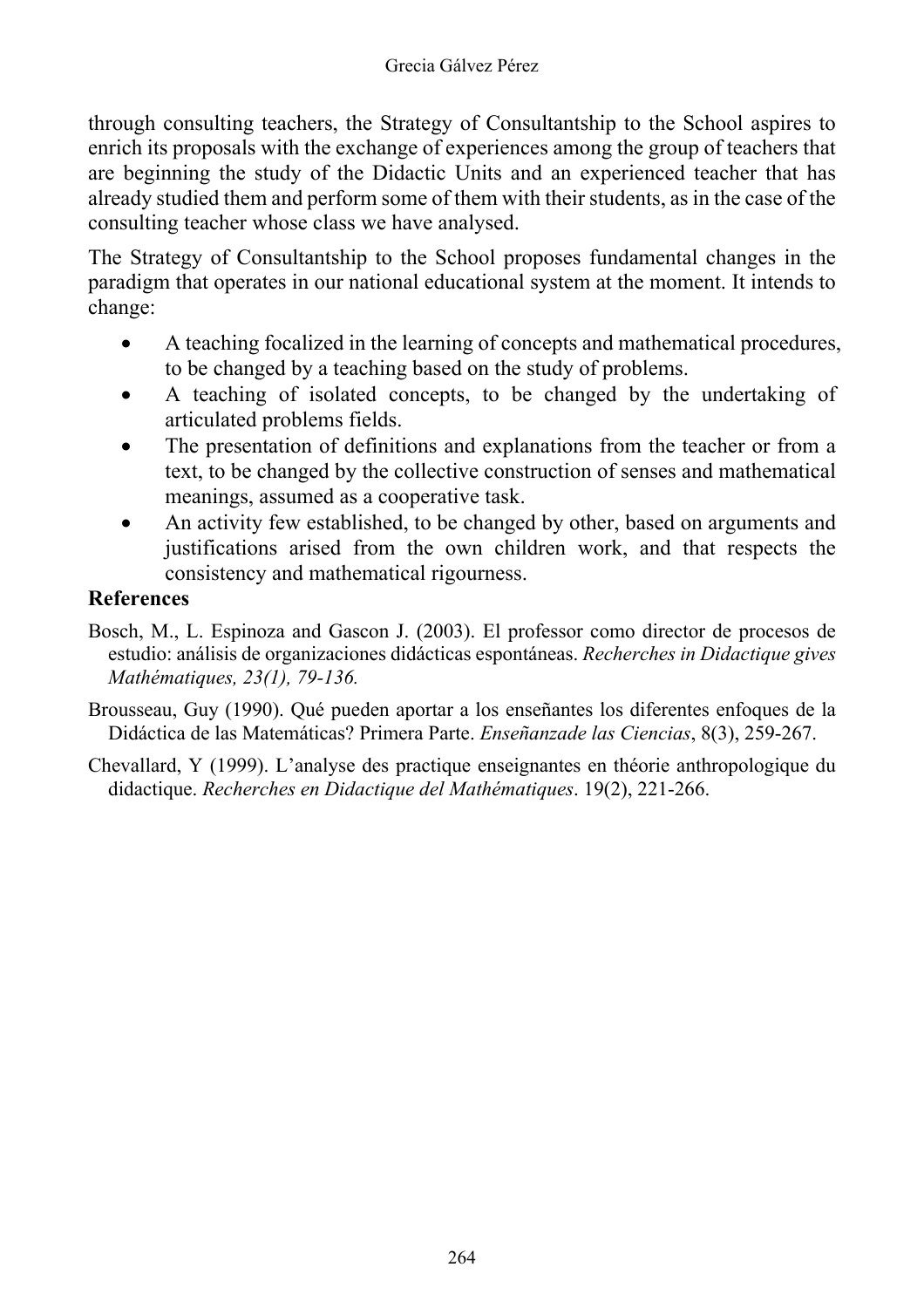through consulting teachers, the Strategy of Consultantship to the School aspires to enrich its proposals with the exchange of experiences among the group of teachers that are beginning the study of the Didactic Units and an experienced teacher that has already studied them and perform some of them with their students, as in the case of the consulting teacher whose class we have analysed.

The Strategy of Consultantship to the School proposes fundamental changes in the paradigm that operates in our national educational system at the moment. It intends to change:

- A teaching focalized in the learning of concepts and mathematical procedures, to be changed by a teaching based on the study of problems.
- A teaching of isolated concepts, to be changed by the undertaking of articulated problems fields.
- The presentation of definitions and explanations from the teacher or from a text, to be changed by the collective construction of senses and mathematical meanings, assumed as a cooperative task.
- An activity few established, to be changed by other, based on arguments and justifications arised from the own children work, and that respects the consistency and mathematical rigourness.

## References

Bosch, M., L. Espinoza and Gascon J. (2003). El professor como director de procesos de estudio: análisis de organizaciones didácticas espontáneas. *Recherches in Didactique gives Mathématiques, 23(1), 79-136.*

Brousseau, Guy (1990). Qué pueden aportar a los enseñantes los diferentes enfoques de la Didáctica de las Matemáticas? Primera Parte. *Enseñanzade las Ciencias*, 8(3), 259-267.

Chevallard, Y (1999). L'analyse des practique enseignantes en théorie anthropologique du didactique. *Recherches en Didactique del Mathématiques*. 19(2), 221-266.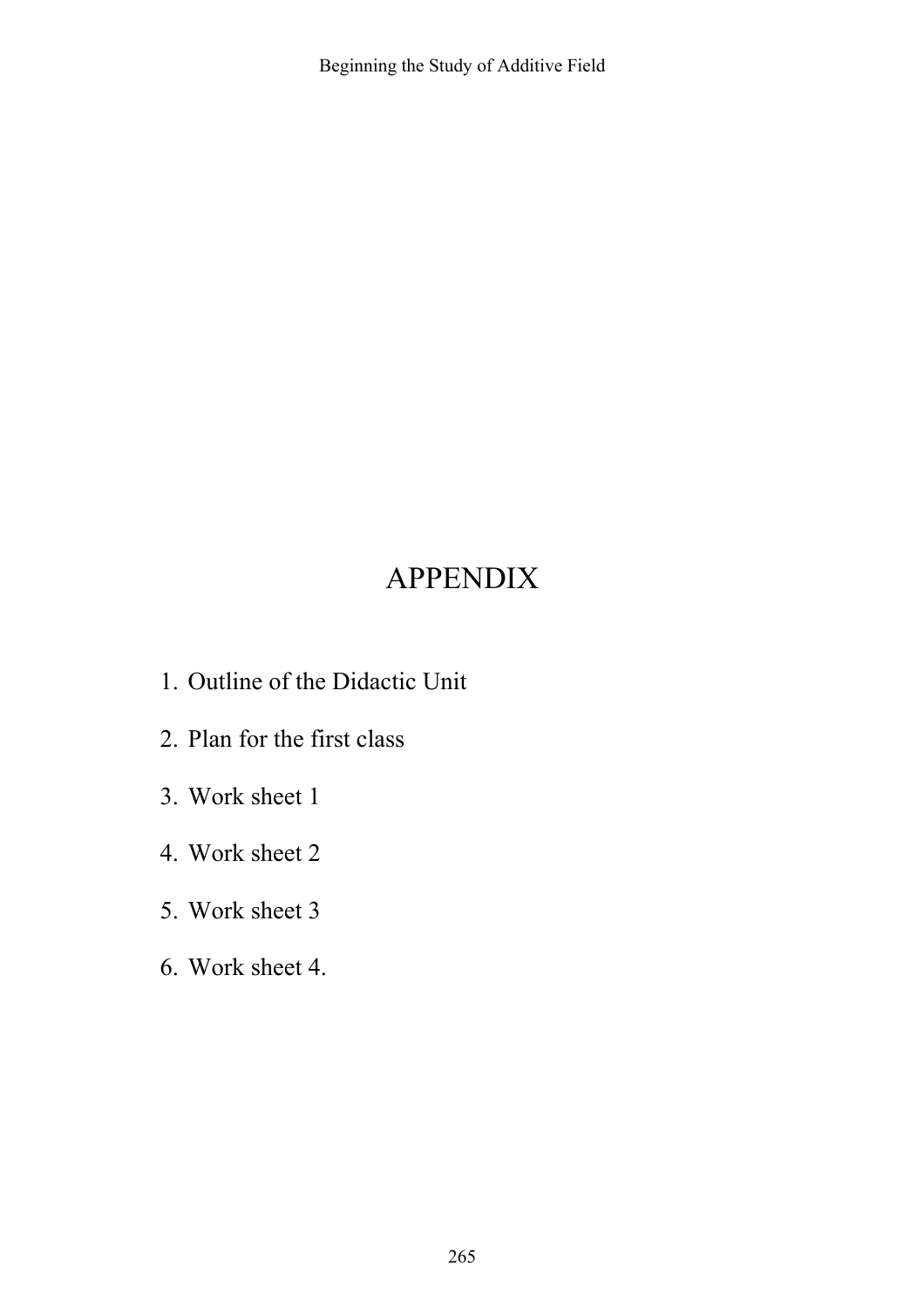# APPENDIX

1. Outline of the Didactic Unit
2. Plan for the first class
3. Work sheet 1
4. Work sheet 2
5. Work sheet 3
6. Work sheet 4.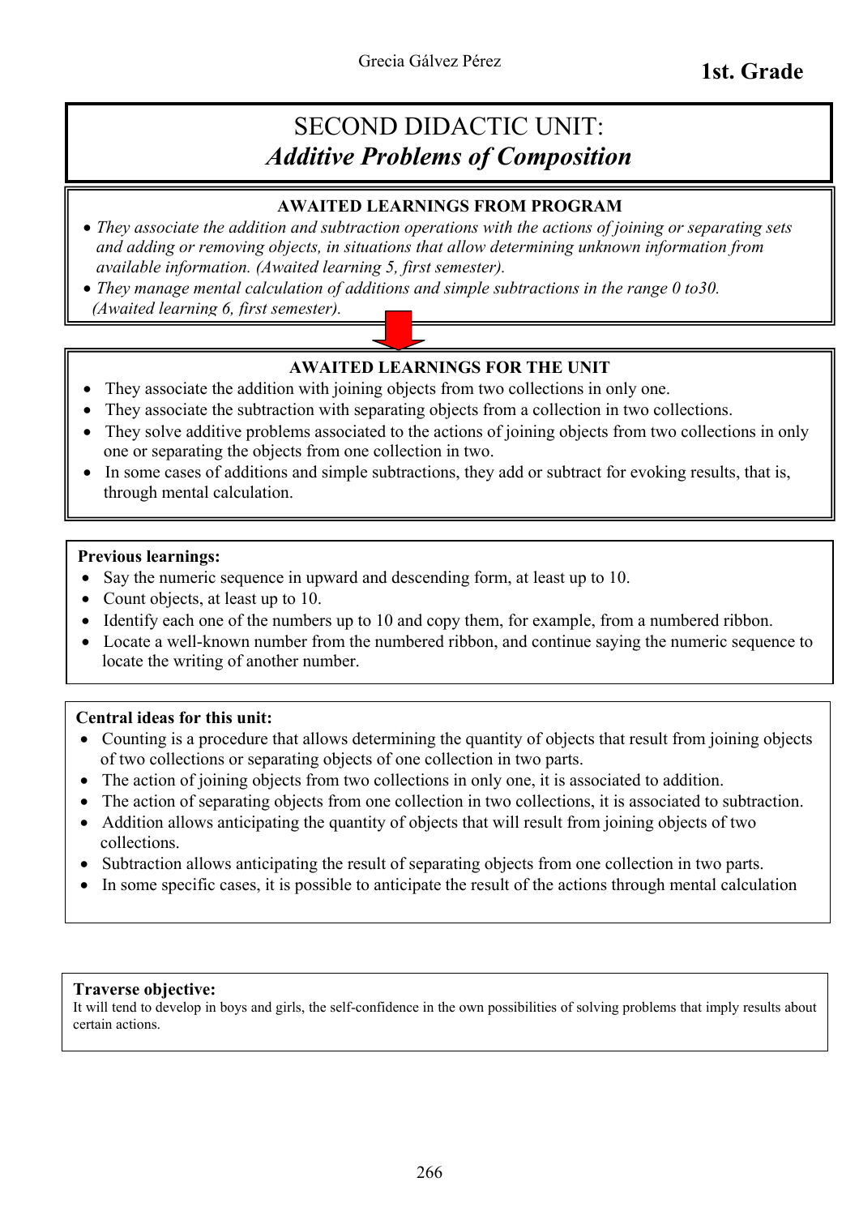**1st. Grade**

# SECOND DIDACTIC UNIT: *Additive Problems of Composition*

**AWAITED LEARNINGS FROM PROGRAM**

- *They associate the addition and subtraction operations with the actions of joining or separating sets and adding or removing objects, in situations that allow determining unknown information from available information. (Awaited learning 5, first semester).*
- *They manage mental calculation of additions and simple subtractions in the range 0 to30. (Awaited learning 6, first semester).*

**AWAITED LEARNINGS FOR THE UNIT**

- They associate the addition with joining objects from two collections in only one.
- They associate the subtraction with separating objects from a collection in two collections.
- They solve additive problems associated to the actions of joining objects from two collections in only one or separating the objects from one collection in two.
- In some cases of additions and simple subtractions, they add or subtract for evoking results, that is, through mental calculation.

**Previous learnings:**

- Say the numeric sequence in upward and descending form, at least up to 10.
- Count objects, at least up to 10.
- Identify each one of the numbers up to 10 and copy them, for example, from a numbered ribbon.
- Locate a well-known number from the numbered ribbon, and continue saying the numeric sequence to locate the writing of another number.

**Central ideas for this unit:**

- Counting is a procedure that allows determining the quantity of objects that result from joining objects of two collections or separating objects of one collection in two parts.
- The action of joining objects from two collections in only one, it is associated to addition.
- The action of separating objects from one collection in two collections, it is associated to subtraction.
- Addition allows anticipating the quantity of objects that will result from joining objects of two collections.
- Subtraction allows anticipating the result of separating objects from one collection in two parts.
- In some specific cases, it is possible to anticipate the result of the actions through mental calculation

**Traverse objective:**

It will tend to develop in boys and girls, the self-confidence in the own possibilities of solving problems that imply results about certain actions.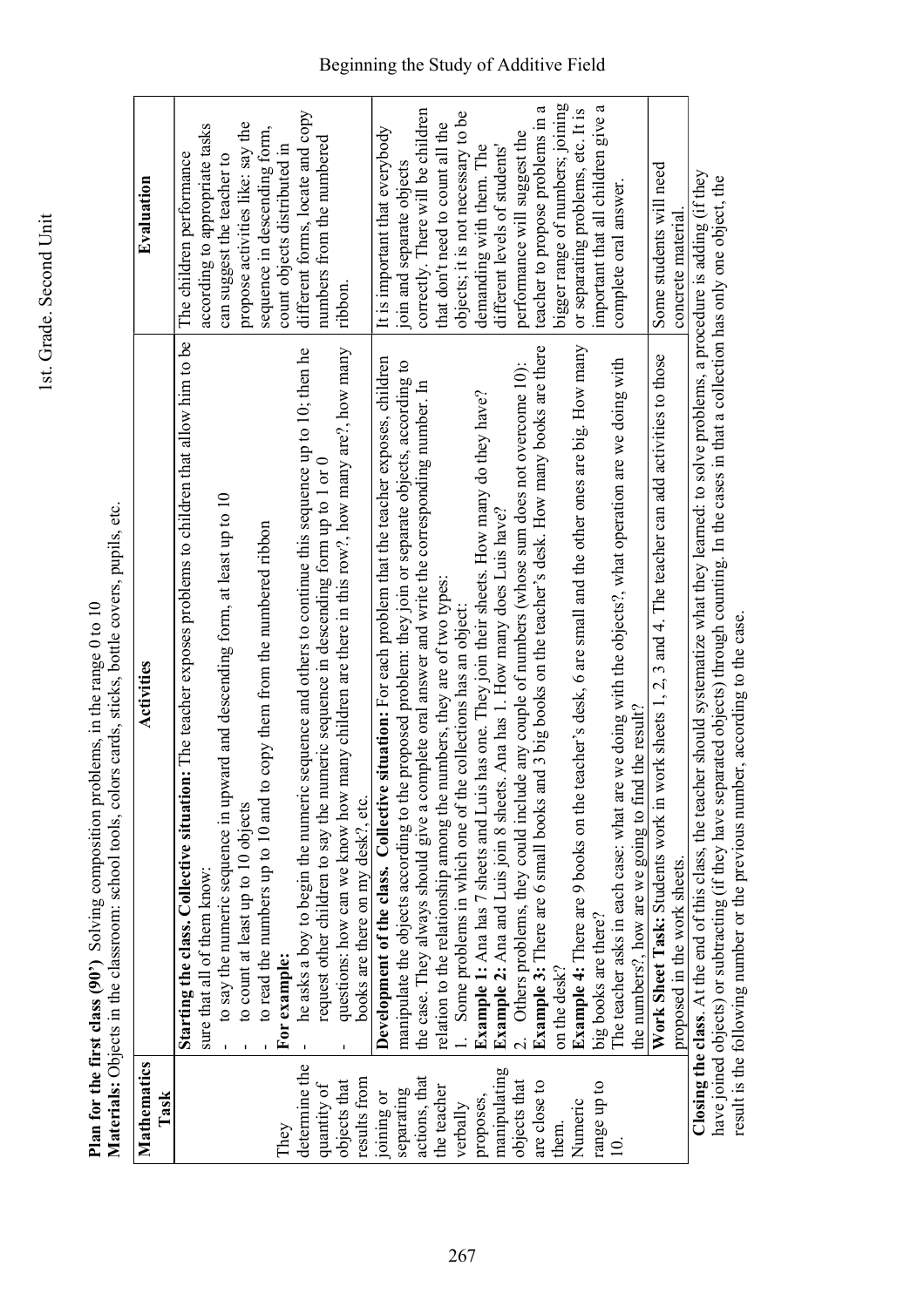**Plan for the first class (90')** Solving composition problems, in the range 0 to 10
**Materials:** Objects in the classroom: school tools, colors cards, sticks, bottle covers, pupils, etc.

| Mathematics Task | Activities | Evaluation |
|---|---|---|
| They determine the quantity of objects that results from joining or separating actions, that the teacher verbally proposes, manipulating objects that are close to them. Numeric range up to 10. | **Starting the class. Collective situation:** The teacher exposes problems to children that allow him to be sure that all of them know: <br>- to say the numeric sequence in upward and descending form, at least up to 10 <br>- to count at least up to 10 objects <br>- to read the numbers up to 10 and to copy them from the numbered ribbon <br>**For example:** <br>- he asks a boy to begin the numeric sequence and others to continue this sequence up to 10; then he request other children to say the numeric sequence in descending form up to 1 or 0 <br>- questions: how can we know how many children are there in this row?, how many are?, how many books are there on my desk?, etc. | The children performance according to appropriate tasks can suggest the teacher to propose activities like: say the sequence in descending form, count objects distributed in different forms, locate and copy numbers from the numbered ribbon. |
| | **Development of the class. Collective situation:** For each problem that the teacher exposes, children manipulate the objects according to the proposed problem: they join or separate objects, according to the case. They always should give a complete oral answer and write the corresponding number. In relation to the relationship among the numbers, they are of two types: <br>1. Some problems in which one of the collections has an object: <br>**Example 1:** Ana has 7 sheets and Luis has one. They join their sheets. How many do they have? <br>**Example 2:** Ana and Luis join 8 sheets. Ana has 1. How many does Luis have? <br>2. Others problems, they could include any couple of numbers (whose sum does not overcome 10): <br>**Example 3:** There are 6 small books and 3 big books on the teacher's desk. How many books are there on the desk? <br>**Example 4:** There are 9 books on the teacher's desk, 6 are small and the other ones are big. How many big books are there? <br>The teacher asks in each case: what are we doing with the objects?, what operation are we doing with the numbers?, how are we going to find the result? | It is important that everybody join and separate objects correctly. There will be children that don't need to count all the objects; it is not necessary to be demanding with them. The different levels of students' performance will suggest the teacher to propose problems in a bigger range of numbers; joining or separating problems, etc. It is important that all children give a complete oral answer. |
| | **Work Sheet Task:** Students work in work sheets 1, 2, 3 and 4. The teacher can add activities to those proposed in the work sheets. | Some students will need concrete material. |

**Closing the class**. At the end of this class, the teacher should systematize what they learned: to solve problems, a procedure is adding (if they have joined objects) or subtracting (if they have separated objects) through counting. In the cases in that a collection has only one object, the result is the following number or the previous number, according to the case.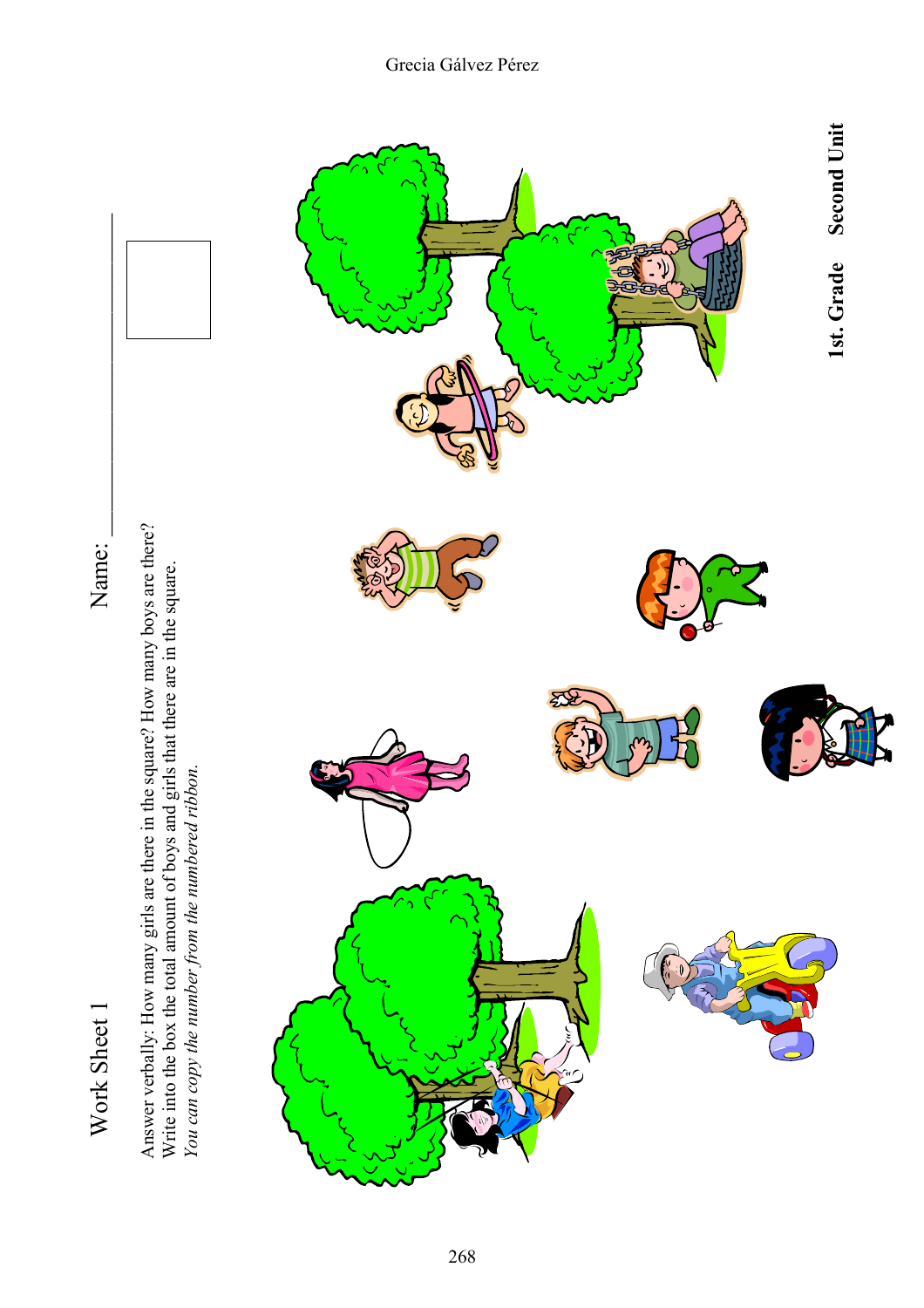# Work Sheet 1

Name: ____________________

Answer verbally: How many girls are there in the square? How many boys are there?
Write into the box the total amount of boys and girls that there are in the square.
*You can copy the number from the numbered ribbon.*

| |
|---|
| |

**1st. Grade    Second Unit**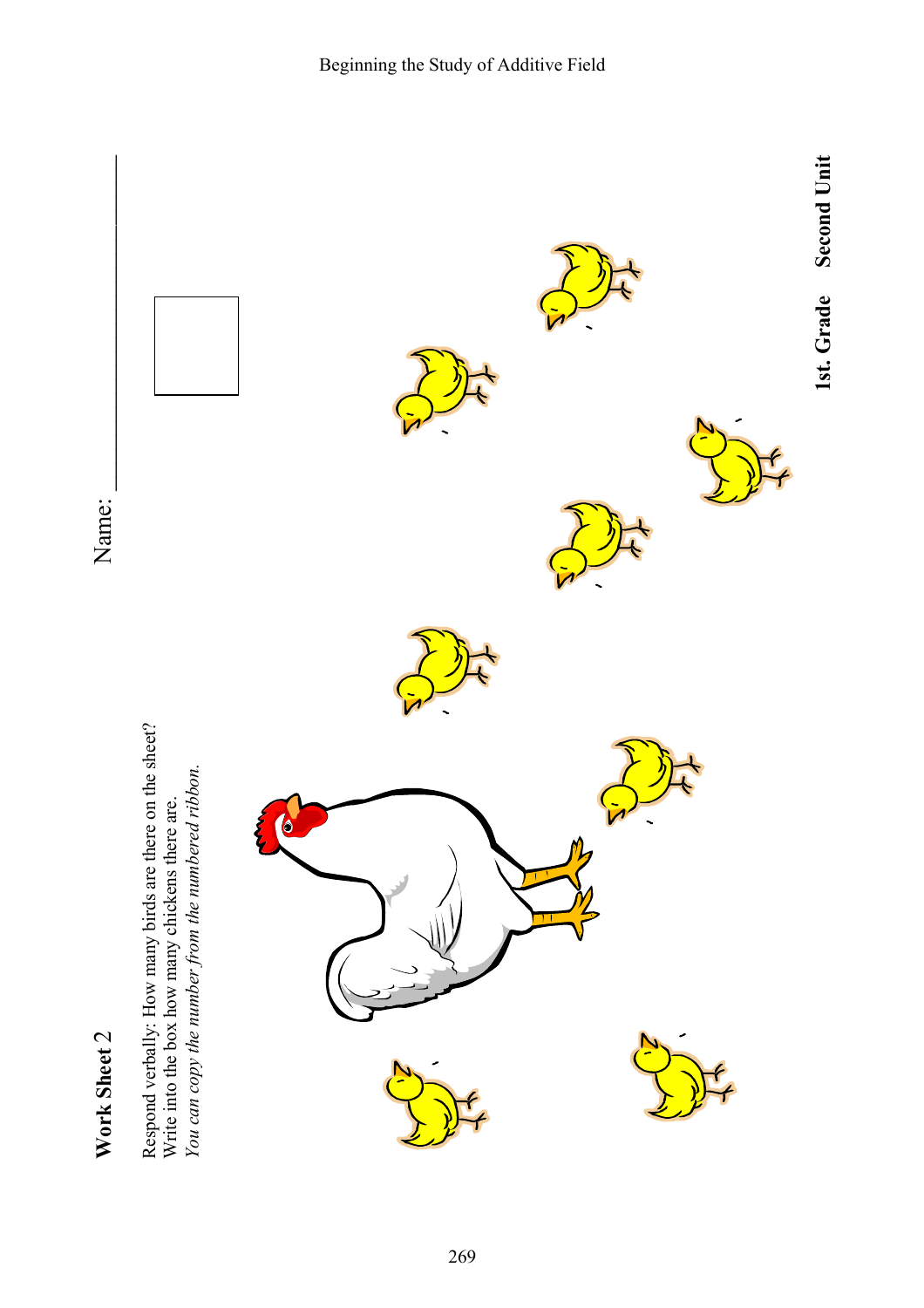**Work Sheet 2**

Name: ____________________

Respond verbally: How many birds are there on the sheet?
Write into the box how many chickens there are.
*You can copy the number from the numbered ribbon.*

**1st. Grade Second Unit**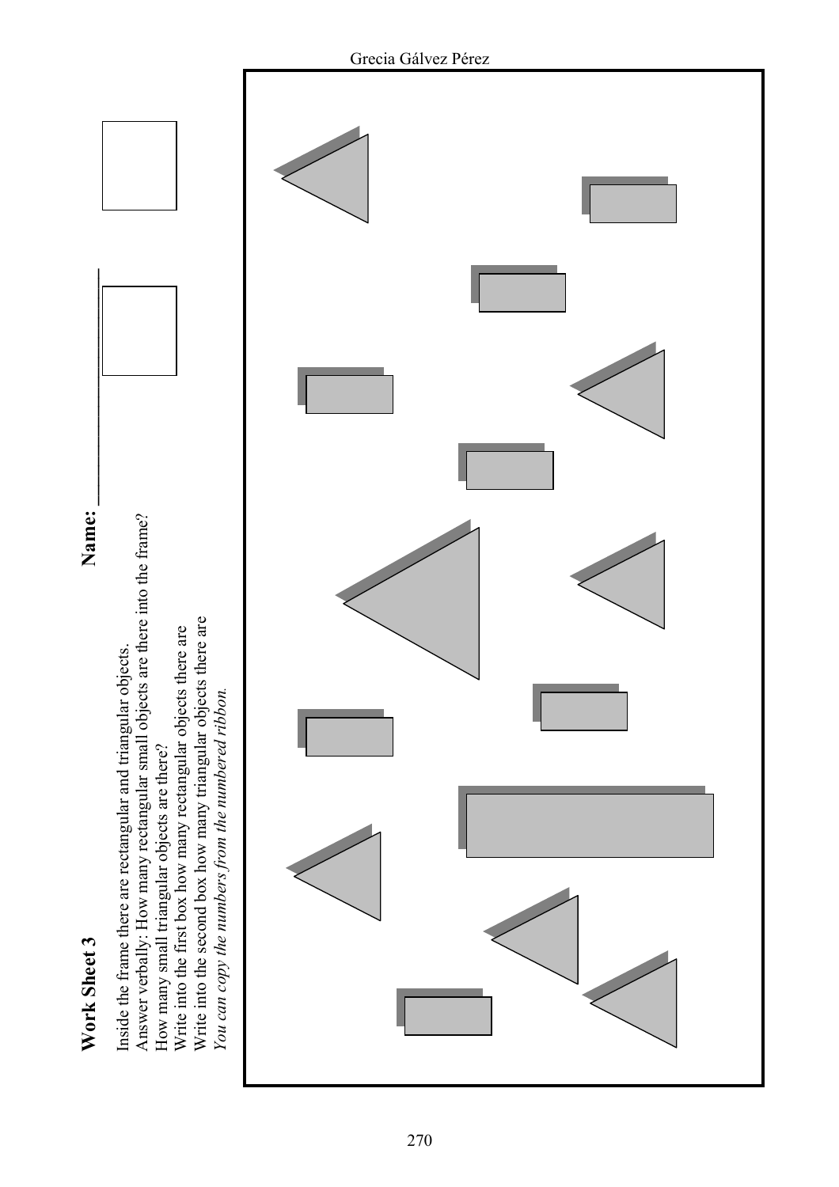# Work Sheet 3

**Name:** ________________

Inside the frame there are rectangular and triangular objects.
Answer verbally: How many rectangular small objects are there into the frame?
How many small triangular objects are there?
Write into the first box how many rectangular objects there are
Write into the second box how many triangular objects there are
*You can copy the numbers from the numbered ribbon.*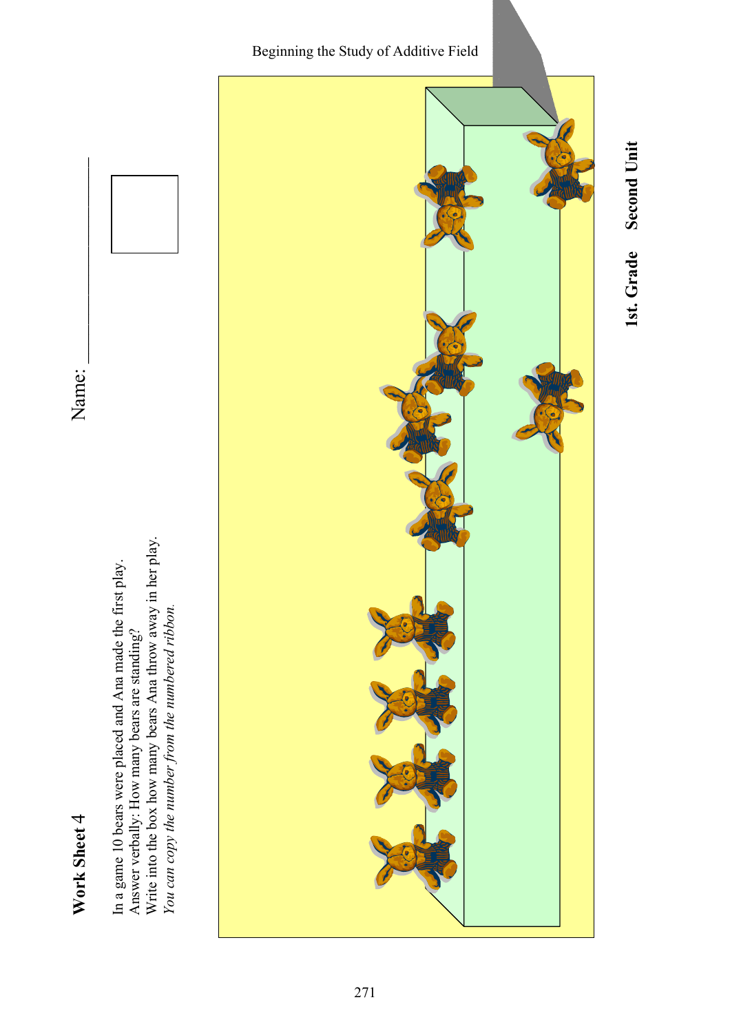## Work Sheet 4

Name: \_\_\_\_\_\_\_\_\_\_\_\_\_\_\_\_\_\_\_\_\_\_\_\_

In a game 10 bears were placed and Ana made the first play.
Answer verbally: How many bears are standing?
Write into the box how many bears Ana throw away in her play.
*You can copy the number from the numbered ribbon.*

**1st. Grade Second Unit**